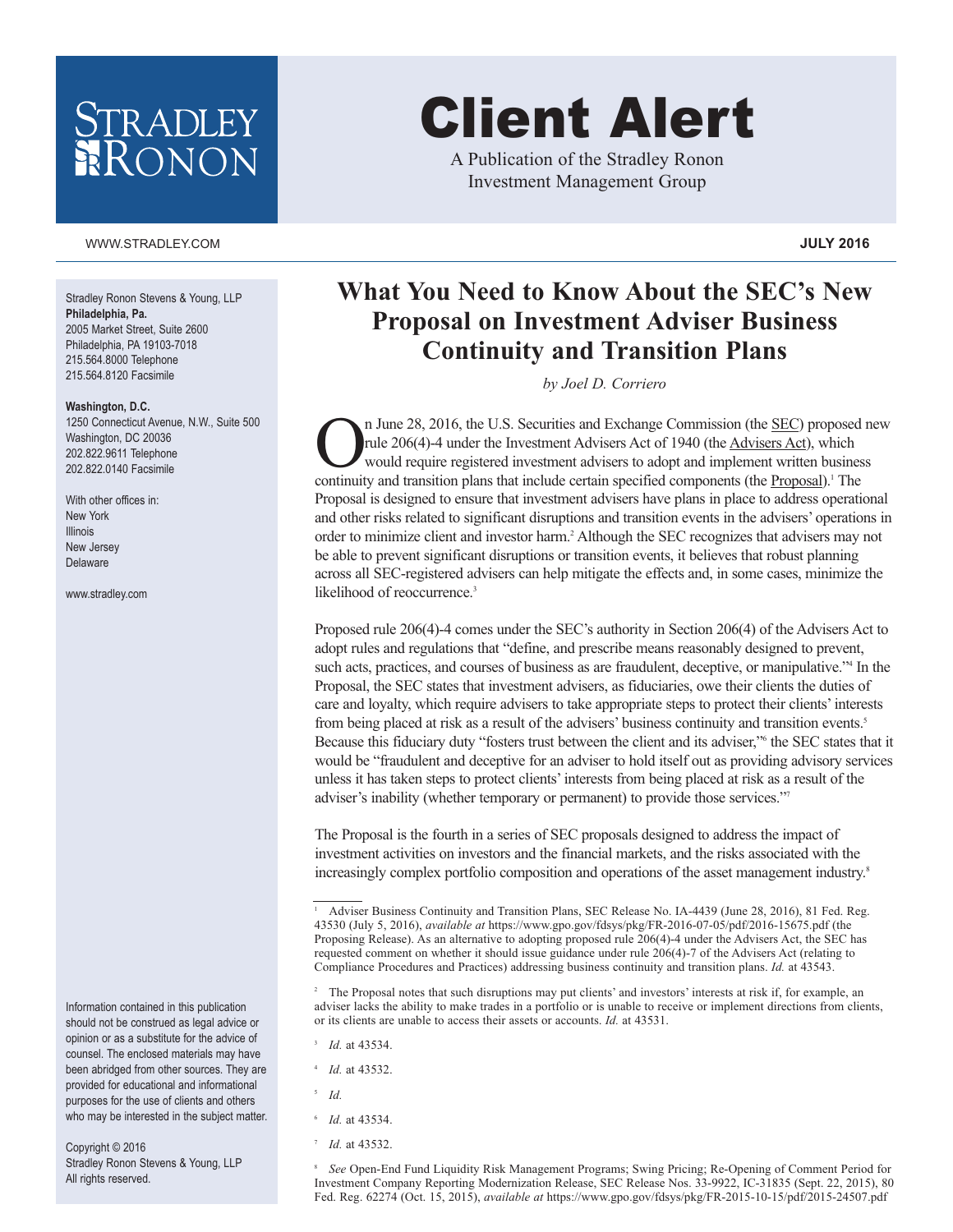# Client Alert

A Publication of the Stradley Ronon Investment Management Group

WWW.STRADLEY.COM

**JULY 2016**

Stradley Ronon Stevens & Young, LLP
**Philadelphia, Pa.**
2005 Market Street, Suite 2600
Philadelphia, PA 19103-7018
215.564.8000 Telephone
215.564.8120 Facsimile

**Washington, D.C.**
1250 Connecticut Avenue, N.W., Suite 500
Washington, DC 20036
202.822.9611 Telephone
202.822.0140 Facsimile

With other offices in:
New York
Illinois
New Jersey
Delaware

www.stradley.com

## What You Need to Know About the SEC's New Proposal on Investment Adviser Business Continuity and Transition Plans

*by Joel D. Corriero*

On June 28, 2016, the U.S. Securities and Exchange Commission (the SEC) proposed new rule 206(4)-4 under the Investment Advisers Act of 1940 (the Advisers Act), which would require registered investment advisers to adopt and implement written business continuity and transition plans that include certain specified components (the Proposal).[1] The Proposal is designed to ensure that investment advisers have plans in place to address operational and other risks related to significant disruptions and transition events in the advisers' operations in order to minimize client and investor harm.[2] Although the SEC recognizes that advisers may not be able to prevent significant disruptions or transition events, it believes that robust planning across all SEC-registered advisers can help mitigate the effects and, in some cases, minimize the likelihood of reoccurrence.[3]

Proposed rule 206(4)-4 comes under the SEC's authority in Section 206(4) of the Advisers Act to adopt rules and regulations that "define, and prescribe means reasonably designed to prevent, such acts, practices, and courses of business as are fraudulent, deceptive, or manipulative."[4] In the Proposal, the SEC states that investment advisers, as fiduciaries, owe their clients the duties of care and loyalty, which require advisers to take appropriate steps to protect their clients' interests from being placed at risk as a result of the advisers' business continuity and transition events.[5] Because this fiduciary duty "fosters trust between the client and its adviser,"[6] the SEC states that it would be "fraudulent and deceptive for an adviser to hold itself out as providing advisory services unless it has taken steps to protect clients' interests from being placed at risk as a result of the adviser's inability (whether temporary or permanent) to provide those services."[7]

The Proposal is the fourth in a series of SEC proposals designed to address the impact of investment activities on investors and the financial markets, and the risks associated with the increasingly complex portfolio composition and operations of the asset management industry.[8]

---

[1] Adviser Business Continuity and Transition Plans, SEC Release No. IA-4439 (June 28, 2016), 81 Fed. Reg. 43530 (July 5, 2016), *available at* https://www.gpo.gov/fdsys/pkg/FR-2016-07-05/pdf/2016-15675.pdf (the Proposing Release). As an alternative to adopting proposed rule 206(4)-4 under the Advisers Act, the SEC has requested comment on whether it should issue guidance under rule 206(4)-7 of the Advisers Act (relating to Compliance Procedures and Practices) addressing business continuity and transition plans. *Id.* at 43543.

[2] The Proposal notes that such disruptions may put clients' and investors' interests at risk if, for example, an adviser lacks the ability to make trades in a portfolio or is unable to receive or implement directions from clients, or its clients are unable to access their assets or accounts. *Id.* at 43531.

[3] *Id.* at 43534.

[4] *Id.* at 43532.

[5] *Id.*

[6] *Id.* at 43534.

[7] *Id.* at 43532.

[8] *See* Open-End Fund Liquidity Risk Management Programs; Swing Pricing; Re-Opening of Comment Period for Investment Company Reporting Modernization Release, SEC Release Nos. 33-9922, IC-31835 (Sept. 22, 2015), 80 Fed. Reg. 62274 (Oct. 15, 2015), *available at* https://www.gpo.gov/fdsys/pkg/FR-2015-10-15/pdf/2015-24507.pdf

Information contained in this publication should not be construed as legal advice or opinion or as a substitute for the advice of counsel. The enclosed materials may have been abridged from other sources. They are provided for educational and informational purposes for the use of clients and others who may be interested in the subject matter.

Copyright © 2016
Stradley Ronon Stevens & Young, LLP
All rights reserved.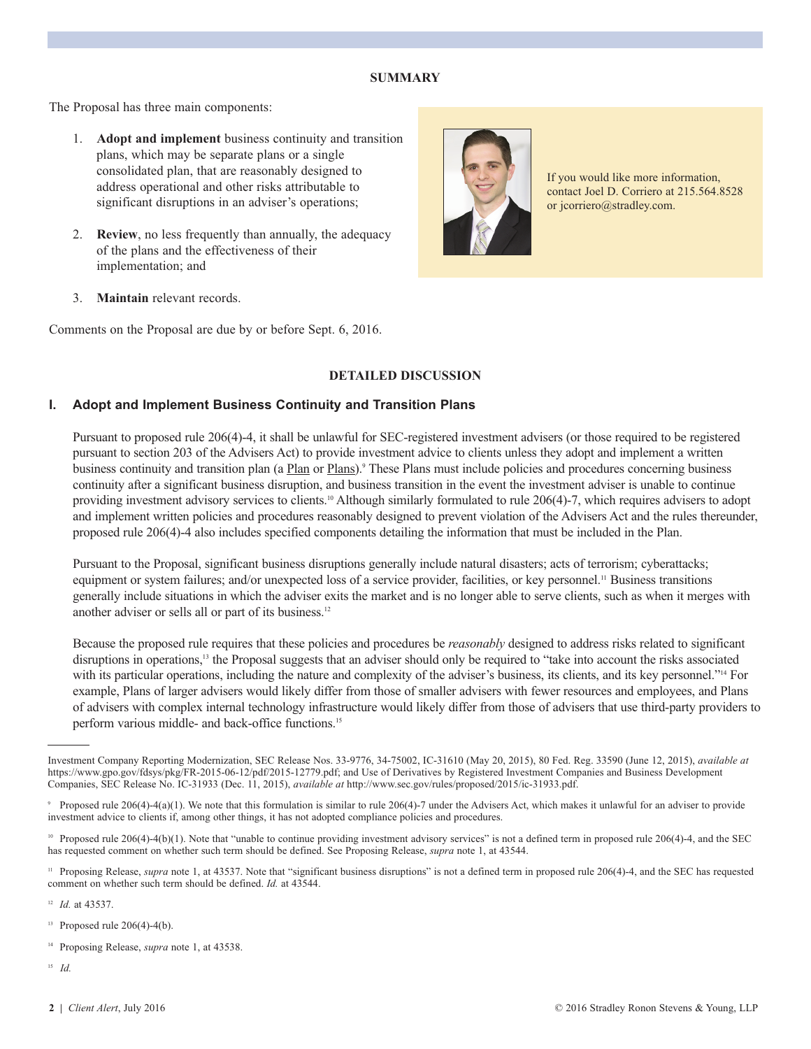## SUMMARY

The Proposal has three main components:

1. **Adopt and implement** business continuity and transition plans, which may be separate plans or a single consolidated plan, that are reasonably designed to address operational and other risks attributable to significant disruptions in an adviser's operations;

2. **Review**, no less frequently than annually, the adequacy of the plans and the effectiveness of their implementation; and

3. **Maintain** relevant records.

Comments on the Proposal are due by or before Sept. 6, 2016.

If you would like more information, contact Joel D. Corriero at 215.564.8528 or jcorriero@stradley.com.

## DETAILED DISCUSSION

### I. Adopt and Implement Business Continuity and Transition Plans

Pursuant to proposed rule 206(4)-4, it shall be unlawful for SEC-registered investment advisers (or those required to be registered pursuant to section 203 of the Advisers Act) to provide investment advice to clients unless they adopt and implement a written business continuity and transition plan (a Plan or Plans).[9] These Plans must include policies and procedures concerning business continuity after a significant business disruption, and business transition in the event the investment adviser is unable to continue providing investment advisory services to clients.[10] Although similarly formulated to rule 206(4)-7, which requires advisers to adopt and implement written policies and procedures reasonably designed to prevent violation of the Advisers Act and the rules thereunder, proposed rule 206(4)-4 also includes specified components detailing the information that must be included in the Plan.

Pursuant to the Proposal, significant business disruptions generally include natural disasters; acts of terrorism; cyberattacks; equipment or system failures; and/or unexpected loss of a service provider, facilities, or key personnel.[11] Business transitions generally include situations in which the adviser exits the market and is no longer able to serve clients, such as when it merges with another adviser or sells all or part of its business.[12]

Because the proposed rule requires that these policies and procedures be *reasonably* designed to address risks related to significant disruptions in operations,[13] the Proposal suggests that an adviser should only be required to "take into account the risks associated with its particular operations, including the nature and complexity of the adviser's business, its clients, and its key personnel."[14] For example, Plans of larger advisers would likely differ from those of smaller advisers with fewer resources and employees, and Plans of advisers with complex internal technology infrastructure would likely differ from those of advisers that use third-party providers to perform various middle- and back-office functions.[15]

---

Investment Company Reporting Modernization, SEC Release Nos. 33-9776, 34-75002, IC-31610 (May 20, 2015), 80 Fed. Reg. 33590 (June 12, 2015), *available at* https://www.gpo.gov/fdsys/pkg/FR-2015-06-12/pdf/2015-12779.pdf; and Use of Derivatives by Registered Investment Companies and Business Development Companies, SEC Release No. IC-31933 (Dec. 11, 2015), *available at* http://www.sec.gov/rules/proposed/2015/ic-31933.pdf.

[9] Proposed rule 206(4)-4(a)(1). We note that this formulation is similar to rule 206(4)-7 under the Advisers Act, which makes it unlawful for an adviser to provide investment advice to clients if, among other things, it has not adopted compliance policies and procedures.

[10] Proposed rule 206(4)-4(b)(1). Note that "unable to continue providing investment advisory services" is not a defined term in proposed rule 206(4)-4, and the SEC has requested comment on whether such term should be defined. See Proposing Release, *supra* note 1, at 43544.

[11] Proposing Release, *supra* note 1, at 43537. Note that "significant business disruptions" is not a defined term in proposed rule 206(4)-4, and the SEC has requested comment on whether such term should be defined. *Id.* at 43544.

[12] *Id.* at 43537.

[13] Proposed rule 206(4)-4(b).

[14] Proposing Release, *supra* note 1, at 43538.

[15] *Id.*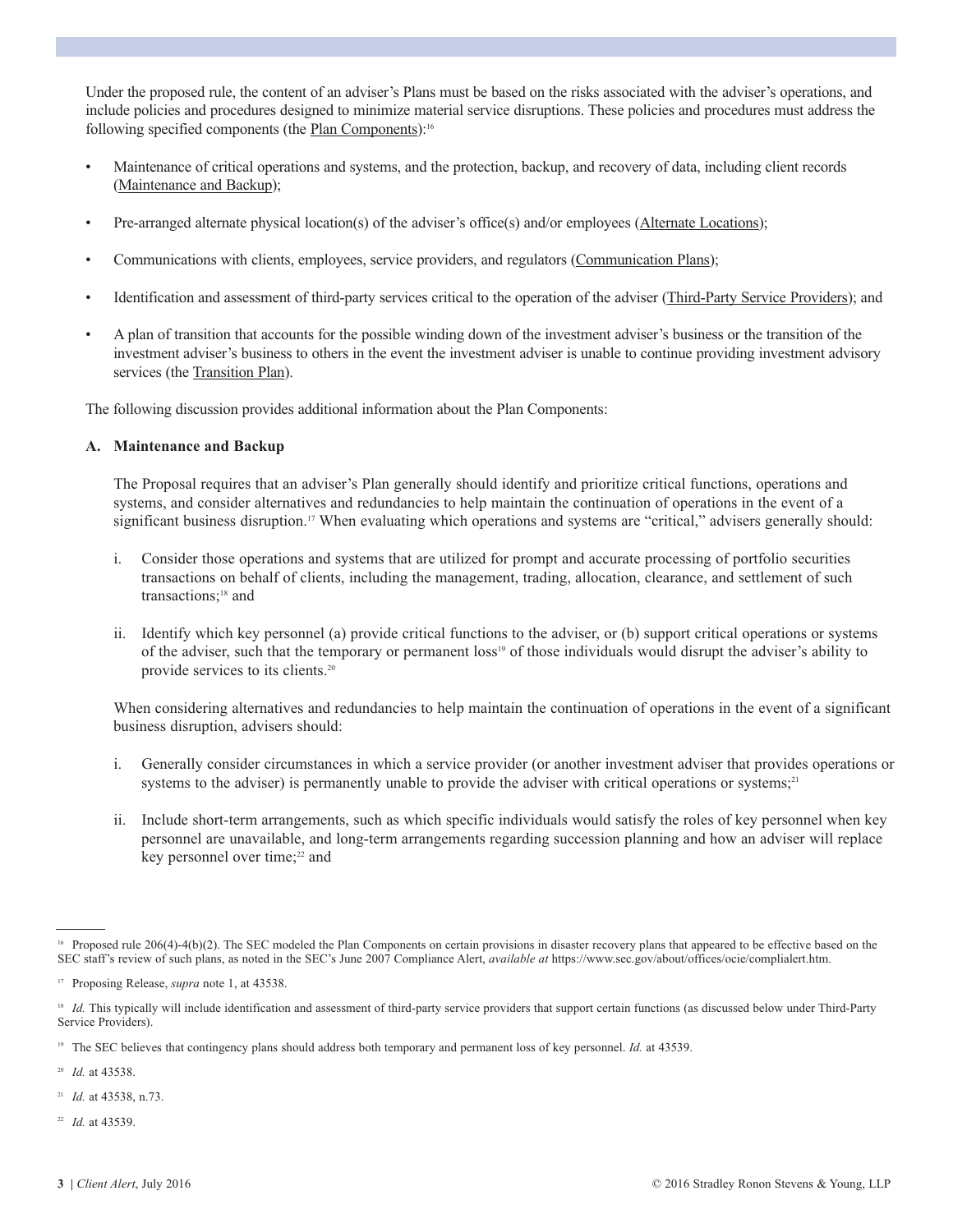Under the proposed rule, the content of an adviser's Plans must be based on the risks associated with the adviser's operations, and include policies and procedures designed to minimize material service disruptions. These policies and procedures must address the following specified components (the Plan Components):[16]

- Maintenance of critical operations and systems, and the protection, backup, and recovery of data, including client records (Maintenance and Backup);
- Pre-arranged alternate physical location(s) of the adviser's office(s) and/or employees (Alternate Locations);
- Communications with clients, employees, service providers, and regulators (Communication Plans);
- Identification and assessment of third-party services critical to the operation of the adviser (Third-Party Service Providers); and
- A plan of transition that accounts for the possible winding down of the investment adviser's business or the transition of the investment adviser's business to others in the event the investment adviser is unable to continue providing investment advisory services (the Transition Plan).

The following discussion provides additional information about the Plan Components:

**A. Maintenance and Backup**

The Proposal requires that an adviser's Plan generally should identify and prioritize critical functions, operations and systems, and consider alternatives and redundancies to help maintain the continuation of operations in the event of a significant business disruption.[17] When evaluating which operations and systems are "critical," advisers generally should:

i. Consider those operations and systems that are utilized for prompt and accurate processing of portfolio securities transactions on behalf of clients, including the management, trading, allocation, clearance, and settlement of such transactions;[18] and

ii. Identify which key personnel (a) provide critical functions to the adviser, or (b) support critical operations or systems of the adviser, such that the temporary or permanent loss[19] of those individuals would disrupt the adviser's ability to provide services to its clients.[20]

When considering alternatives and redundancies to help maintain the continuation of operations in the event of a significant business disruption, advisers should:

i. Generally consider circumstances in which a service provider (or another investment adviser that provides operations or systems to the adviser) is permanently unable to provide the adviser with critical operations or systems;[21]

ii. Include short-term arrangements, such as which specific individuals would satisfy the roles of key personnel when key personnel are unavailable, and long-term arrangements regarding succession planning and how an adviser will replace key personnel over time;[22] and

---

[16] Proposed rule 206(4)-4(b)(2). The SEC modeled the Plan Components on certain provisions in disaster recovery plans that appeared to be effective based on the SEC staff's review of such plans, as noted in the SEC's June 2007 Compliance Alert, *available at* https://www.sec.gov/about/offices/ocie/complialert.htm.

[17] Proposing Release, *supra* note 1, at 43538.

[18] *Id.* This typically will include identification and assessment of third-party service providers that support certain functions (as discussed below under Third-Party Service Providers).

[19] The SEC believes that contingency plans should address both temporary and permanent loss of key personnel. *Id.* at 43539.

[20] *Id.* at 43538.

[21] *Id.* at 43538, n.73.

[22] *Id.* at 43539.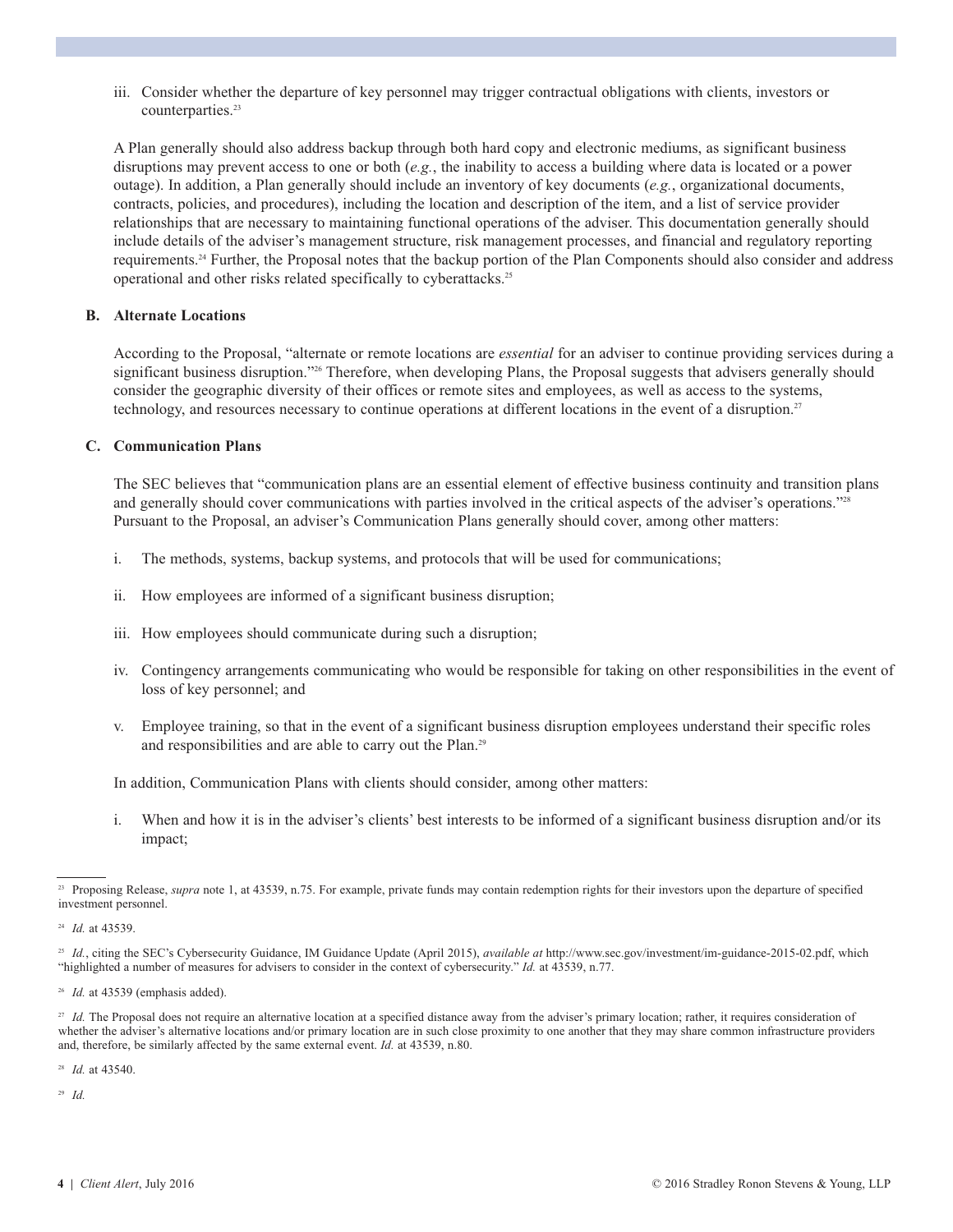iii. Consider whether the departure of key personnel may trigger contractual obligations with clients, investors or counterparties.[23]

A Plan generally should also address backup through both hard copy and electronic mediums, as significant business disruptions may prevent access to one or both (*e.g.*, the inability to access a building where data is located or a power outage). In addition, a Plan generally should include an inventory of key documents (*e.g.*, organizational documents, contracts, policies, and procedures), including the location and description of the item, and a list of service provider relationships that are necessary to maintaining functional operations of the adviser. This documentation generally should include details of the adviser's management structure, risk management processes, and financial and regulatory reporting requirements.[24] Further, the Proposal notes that the backup portion of the Plan Components should also consider and address operational and other risks related specifically to cyberattacks.[25]

### B. Alternate Locations

According to the Proposal, "alternate or remote locations are *essential* for an adviser to continue providing services during a significant business disruption."[26] Therefore, when developing Plans, the Proposal suggests that advisers generally should consider the geographic diversity of their offices or remote sites and employees, as well as access to the systems, technology, and resources necessary to continue operations at different locations in the event of a disruption.[27]

### C. Communication Plans

The SEC believes that "communication plans are an essential element of effective business continuity and transition plans and generally should cover communications with parties involved in the critical aspects of the adviser's operations."[28] Pursuant to the Proposal, an adviser's Communication Plans generally should cover, among other matters:

i. The methods, systems, backup systems, and protocols that will be used for communications;

ii. How employees are informed of a significant business disruption;

iii. How employees should communicate during such a disruption;

iv. Contingency arrangements communicating who would be responsible for taking on other responsibilities in the event of loss of key personnel; and

v. Employee training, so that in the event of a significant business disruption employees understand their specific roles and responsibilities and are able to carry out the Plan.[29]

In addition, Communication Plans with clients should consider, among other matters:

i. When and how it is in the adviser's clients' best interests to be informed of a significant business disruption and/or its impact;

---

[23] Proposing Release, *supra* note 1, at 43539, n.75. For example, private funds may contain redemption rights for their investors upon the departure of specified investment personnel.

[24] *Id.* at 43539.

[25] *Id.*, citing the SEC's Cybersecurity Guidance, IM Guidance Update (April 2015), *available at* http://www.sec.gov/investment/im-guidance-2015-02.pdf, which "highlighted a number of measures for advisers to consider in the context of cybersecurity." *Id.* at 43539, n.77.

[26] *Id.* at 43539 (emphasis added).

[27] *Id.* The Proposal does not require an alternative location at a specified distance away from the adviser's primary location; rather, it requires consideration of whether the adviser's alternative locations and/or primary location are in such close proximity to one another that they may share common infrastructure providers and, therefore, be similarly affected by the same external event. *Id.* at 43539, n.80.

[28] *Id.* at 43540.

[29] *Id.*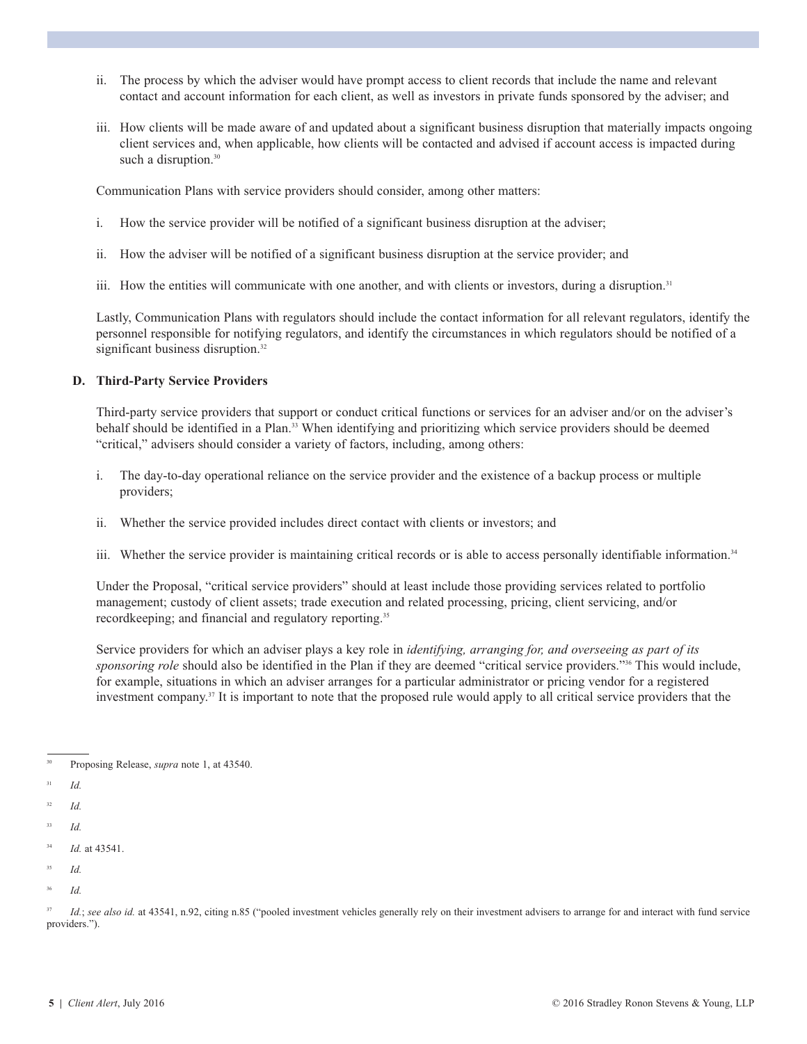ii. The process by which the adviser would have prompt access to client records that include the name and relevant contact and account information for each client, as well as investors in private funds sponsored by the adviser; and

iii. How clients will be made aware of and updated about a significant business disruption that materially impacts ongoing client services and, when applicable, how clients will be contacted and advised if account access is impacted during such a disruption.[30]

Communication Plans with service providers should consider, among other matters:

i. How the service provider will be notified of a significant business disruption at the adviser;

ii. How the adviser will be notified of a significant business disruption at the service provider; and

iii. How the entities will communicate with one another, and with clients or investors, during a disruption.[31]

Lastly, Communication Plans with regulators should include the contact information for all relevant regulators, identify the personnel responsible for notifying regulators, and identify the circumstances in which regulators should be notified of a significant business disruption.[32]

### D. Third-Party Service Providers

Third-party service providers that support or conduct critical functions or services for an adviser and/or on the adviser's behalf should be identified in a Plan.[33] When identifying and prioritizing which service providers should be deemed "critical," advisers should consider a variety of factors, including, among others:

i. The day-to-day operational reliance on the service provider and the existence of a backup process or multiple providers;

ii. Whether the service provided includes direct contact with clients or investors; and

iii. Whether the service provider is maintaining critical records or is able to access personally identifiable information.[34]

Under the Proposal, "critical service providers" should at least include those providing services related to portfolio management; custody of client assets; trade execution and related processing, pricing, client servicing, and/or recordkeeping; and financial and regulatory reporting.[35]

Service providers for which an adviser plays a key role in *identifying, arranging for, and overseeing as part of its sponsoring role* should also be identified in the Plan if they are deemed "critical service providers."[36] This would include, for example, situations in which an adviser arranges for a particular administrator or pricing vendor for a registered investment company.[37] It is important to note that the proposed rule would apply to all critical service providers that the

---

[30] Proposing Release, *supra* note 1, at 43540.

[31] *Id.*

[32] *Id.*

[33] *Id.*

[34] *Id.* at 43541.

[35] *Id.*

[36] *Id.*

[37] *Id.*; *see also id.* at 43541, n.92, citing n.85 ("pooled investment vehicles generally rely on their investment advisers to arrange for and interact with fund service providers.").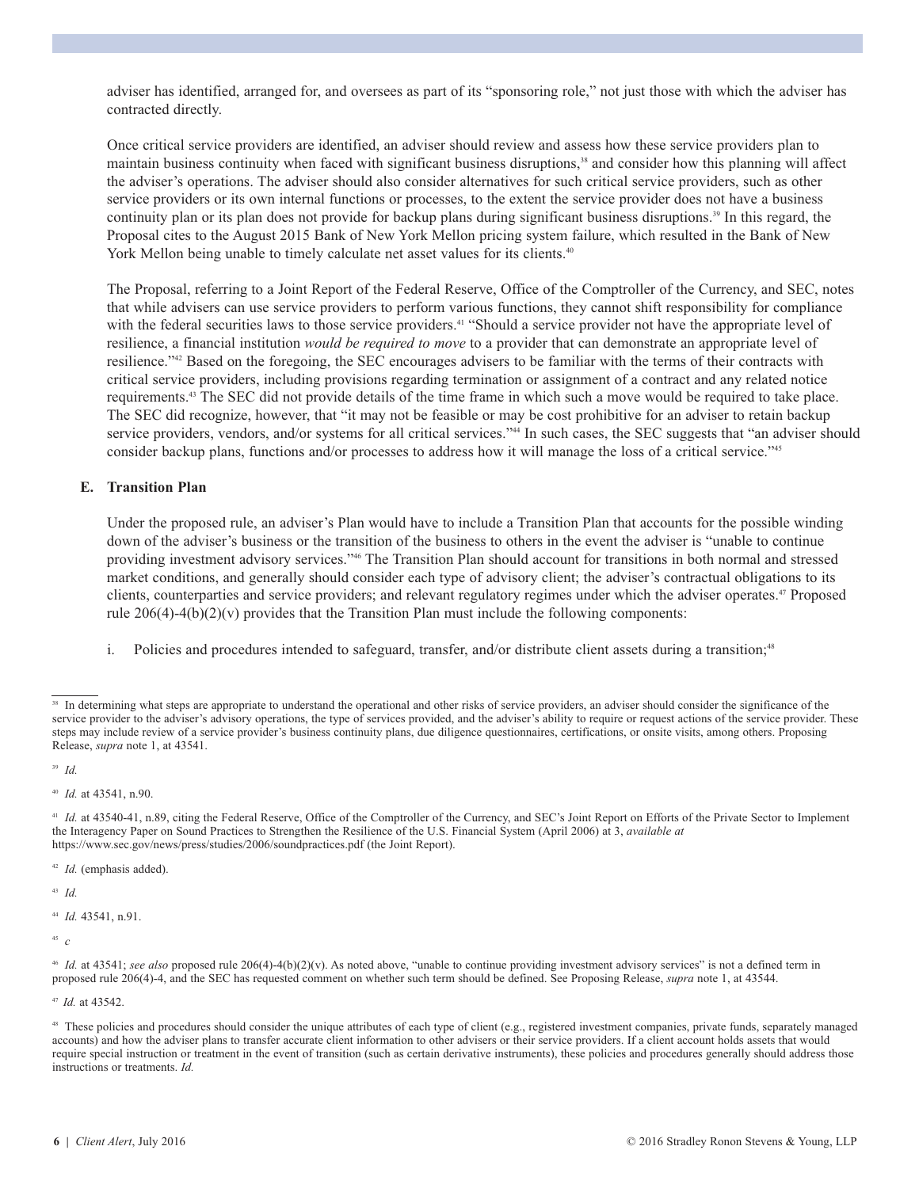adviser has identified, arranged for, and oversees as part of its "sponsoring role," not just those with which the adviser has contracted directly.

Once critical service providers are identified, an adviser should review and assess how these service providers plan to maintain business continuity when faced with significant business disruptions,[38] and consider how this planning will affect the adviser's operations. The adviser should also consider alternatives for such critical service providers, such as other service providers or its own internal functions or processes, to the extent the service provider does not have a business continuity plan or its plan does not provide for backup plans during significant business disruptions.[39] In this regard, the Proposal cites to the August 2015 Bank of New York Mellon pricing system failure, which resulted in the Bank of New York Mellon being unable to timely calculate net asset values for its clients.[40]

The Proposal, referring to a Joint Report of the Federal Reserve, Office of the Comptroller of the Currency, and SEC, notes that while advisers can use service providers to perform various functions, they cannot shift responsibility for compliance with the federal securities laws to those service providers.[41] "Should a service provider not have the appropriate level of resilience, a financial institution *would be required to move* to a provider that can demonstrate an appropriate level of resilience."[42] Based on the foregoing, the SEC encourages advisers to be familiar with the terms of their contracts with critical service providers, including provisions regarding termination or assignment of a contract and any related notice requirements.[43] The SEC did not provide details of the time frame in which such a move would be required to take place. The SEC did recognize, however, that "it may not be feasible or may be cost prohibitive for an adviser to retain backup service providers, vendors, and/or systems for all critical services."[44] In such cases, the SEC suggests that "an adviser should consider backup plans, functions and/or processes to address how it will manage the loss of a critical service."[45]

### E. Transition Plan

Under the proposed rule, an adviser's Plan would have to include a Transition Plan that accounts for the possible winding down of the adviser's business or the transition of the business to others in the event the adviser is "unable to continue providing investment advisory services."[46] The Transition Plan should account for transitions in both normal and stressed market conditions, and generally should consider each type of advisory client; the adviser's contractual obligations to its clients, counterparties and service providers; and relevant regulatory regimes under which the adviser operates.[47] Proposed rule 206(4)-4(b)(2)(v) provides that the Transition Plan must include the following components:

i. Policies and procedures intended to safeguard, transfer, and/or distribute client assets during a transition;[48]

---

[38] In determining what steps are appropriate to understand the operational and other risks of service providers, an adviser should consider the significance of the service provider to the adviser's advisory operations, the type of services provided, and the adviser's ability to require or request actions of the service provider. These steps may include review of a service provider's business continuity plans, due diligence questionnaires, certifications, or onsite visits, among others. Proposing Release, *supra* note 1, at 43541.

[39] *Id.*

[40] *Id.* at 43541, n.90.

[41] *Id.* at 43540-41, n.89, citing the Federal Reserve, Office of the Comptroller of the Currency, and SEC's Joint Report on Efforts of the Private Sector to Implement the Interagency Paper on Sound Practices to Strengthen the Resilience of the U.S. Financial System (April 2006) at 3, *available at* https://www.sec.gov/news/press/studies/2006/soundpractices.pdf (the Joint Report).

[42] *Id.* (emphasis added).

[43] *Id.*

[44] *Id.* 43541, n.91.

[45] *c*

[46] *Id.* at 43541; *see also* proposed rule 206(4)-4(b)(2)(v). As noted above, "unable to continue providing investment advisory services" is not a defined term in proposed rule 206(4)-4, and the SEC has requested comment on whether such term should be defined. See Proposing Release, *supra* note 1, at 43544.

[47] *Id.* at 43542.

[48] These policies and procedures should consider the unique attributes of each type of client (e.g., registered investment companies, private funds, separately managed accounts) and how the adviser plans to transfer accurate client information to other advisers or their service providers. If a client account holds assets that would require special instruction or treatment in the event of transition (such as certain derivative instruments), these policies and procedures generally should address those instructions or treatments. *Id.*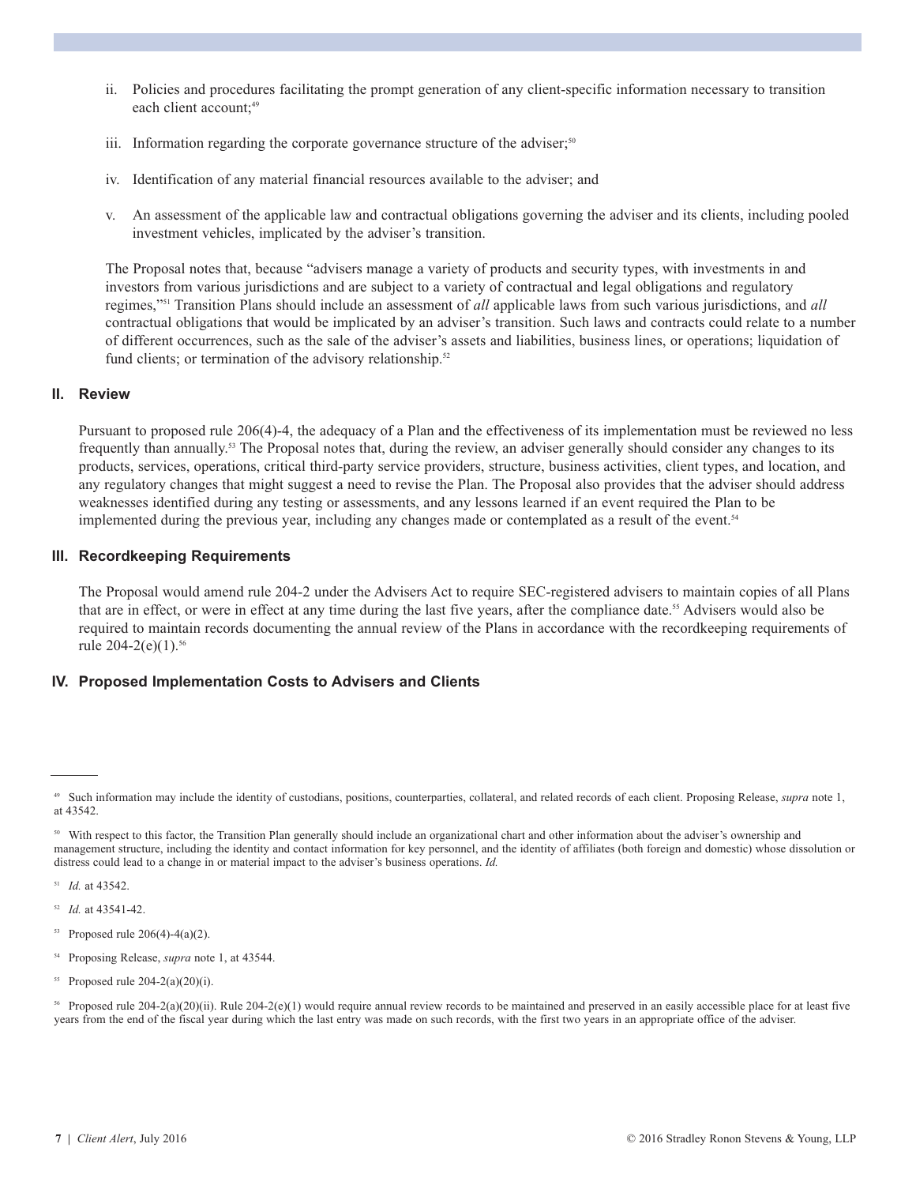ii. Policies and procedures facilitating the prompt generation of any client-specific information necessary to transition each client account;[49]

iii. Information regarding the corporate governance structure of the adviser;[50]

iv. Identification of any material financial resources available to the adviser; and

v. An assessment of the applicable law and contractual obligations governing the adviser and its clients, including pooled investment vehicles, implicated by the adviser's transition.

The Proposal notes that, because "advisers manage a variety of products and security types, with investments in and investors from various jurisdictions and are subject to a variety of contractual and legal obligations and regulatory regimes,"[51] Transition Plans should include an assessment of *all* applicable laws from such various jurisdictions, and *all* contractual obligations that would be implicated by an adviser's transition. Such laws and contracts could relate to a number of different occurrences, such as the sale of the adviser's assets and liabilities, business lines, or operations; liquidation of fund clients; or termination of the advisory relationship.[52]

### II. Review

Pursuant to proposed rule 206(4)-4, the adequacy of a Plan and the effectiveness of its implementation must be reviewed no less frequently than annually.[53] The Proposal notes that, during the review, an adviser generally should consider any changes to its products, services, operations, critical third-party service providers, structure, business activities, client types, and location, and any regulatory changes that might suggest a need to revise the Plan. The Proposal also provides that the adviser should address weaknesses identified during any testing or assessments, and any lessons learned if an event required the Plan to be implemented during the previous year, including any changes made or contemplated as a result of the event.[54]

### III. Recordkeeping Requirements

The Proposal would amend rule 204-2 under the Advisers Act to require SEC-registered advisers to maintain copies of all Plans that are in effect, or were in effect at any time during the last five years, after the compliance date.[55] Advisers would also be required to maintain records documenting the annual review of the Plans in accordance with the recordkeeping requirements of rule 204-2(e)(1).[56]

### IV. Proposed Implementation Costs to Advisers and Clients

---

[49] Such information may include the identity of custodians, positions, counterparties, collateral, and related records of each client. Proposing Release, *supra* note 1, at 43542.

[50] With respect to this factor, the Transition Plan generally should include an organizational chart and other information about the adviser's ownership and management structure, including the identity and contact information for key personnel, and the identity of affiliates (both foreign and domestic) whose dissolution or distress could lead to a change in or material impact to the adviser's business operations. *Id.*

[51] *Id.* at 43542.

[52] *Id.* at 43541-42.

[53] Proposed rule 206(4)-4(a)(2).

[54] Proposing Release, *supra* note 1, at 43544.

[55] Proposed rule 204-2(a)(20)(i).

[56] Proposed rule 204-2(a)(20)(ii). Rule 204-2(e)(1) would require annual review records to be maintained and preserved in an easily accessible place for at least five years from the end of the fiscal year during which the last entry was made on such records, with the first two years in an appropriate office of the adviser.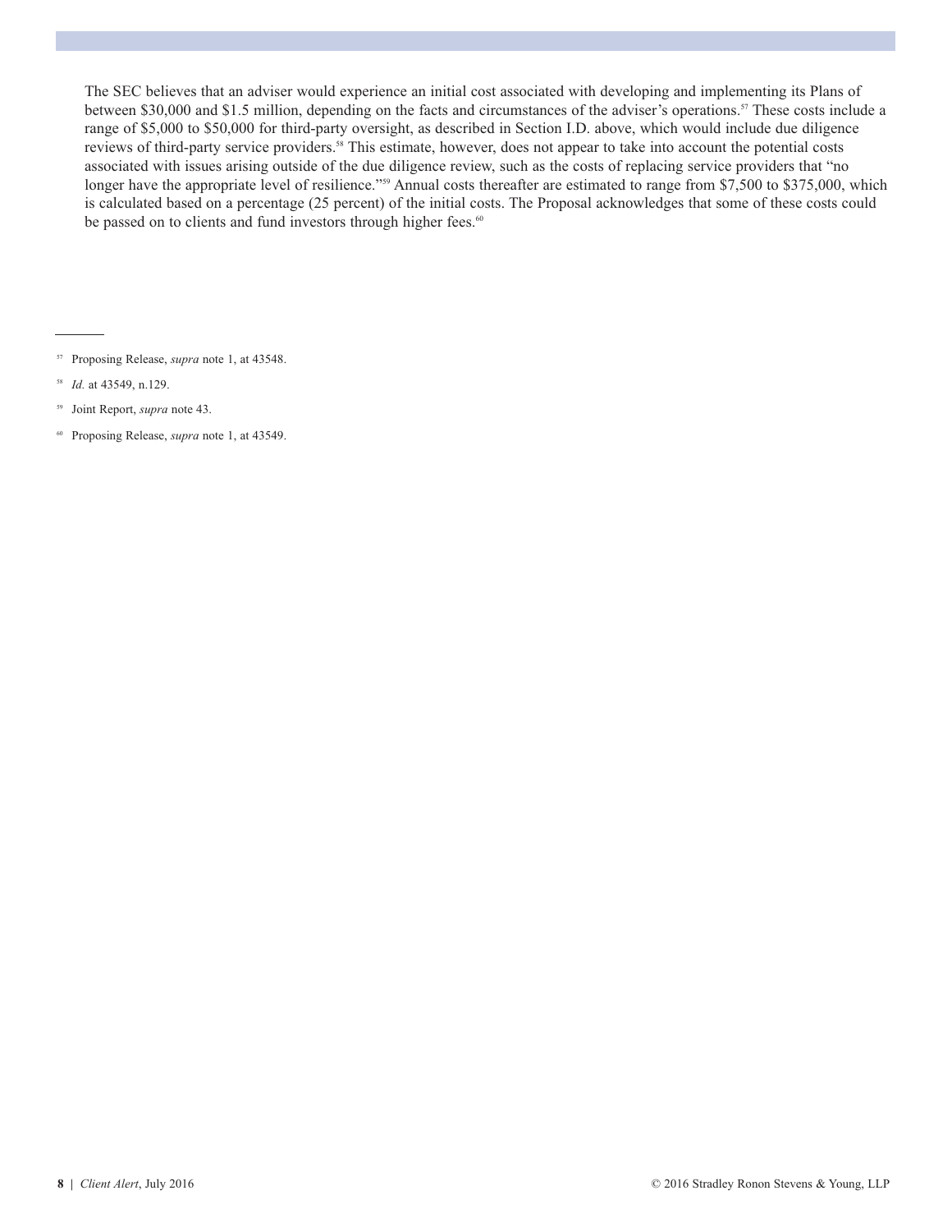The SEC believes that an adviser would experience an initial cost associated with developing and implementing its Plans of between $30,000 and $1.5 million, depending on the facts and circumstances of the adviser's operations.[57] These costs include a range of $5,000 to $50,000 for third-party oversight, as described in Section I.D. above, which would include due diligence reviews of third-party service providers.[58] This estimate, however, does not appear to take into account the potential costs associated with issues arising outside of the due diligence review, such as the costs of replacing service providers that "no longer have the appropriate level of resilience."[59] Annual costs thereafter are estimated to range from $7,500 to $375,000, which is calculated based on a percentage (25 percent) of the initial costs. The Proposal acknowledges that some of these costs could be passed on to clients and fund investors through higher fees.[60]

---

[57] Proposing Release, *supra* note 1, at 43548.

[58] *Id.* at 43549, n.129.

[59] Joint Report, *supra* note 43.

[60] Proposing Release, *supra* note 1, at 43549.